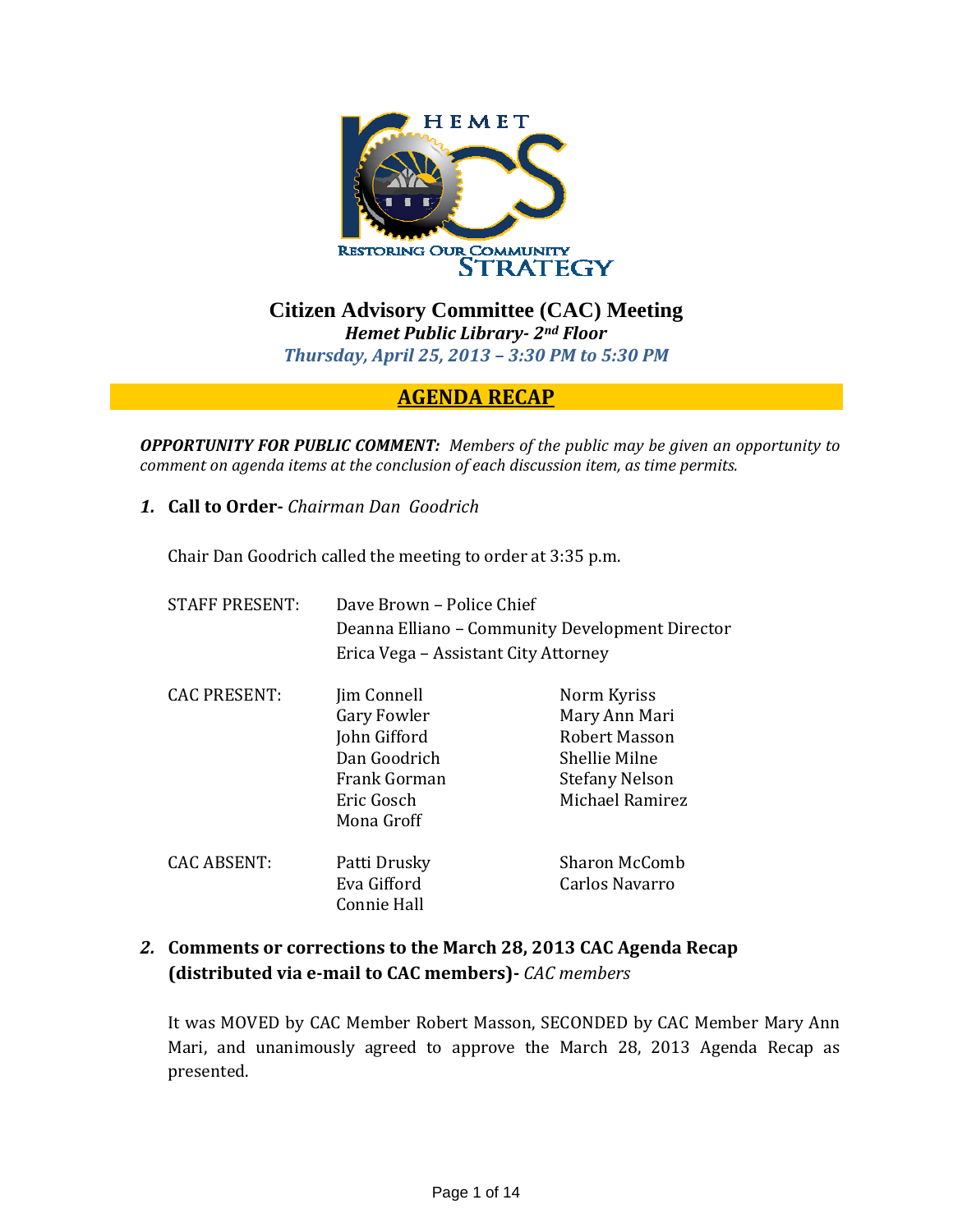# Citizen Advisory Committee (CAC) Meeting

***Hemet Public Library- 2nd Floor***

***Thursday, April 25, 2013 – 3:30 PM to 5:30 PM***

## AGENDA RECAP

***OPPORTUNITY FOR PUBLIC COMMENT:*** *Members of the public may be given an opportunity to comment on agenda items at the conclusion of each discussion item, as time permits.*

1. **Call to Order-** *Chairman Dan Goodrich*

   Chair Dan Goodrich called the meeting to order at 3:35 p.m.

   STAFF PRESENT:
   - Dave Brown – Police Chief
   - Deanna Elliano – Community Development Director
   - Erica Vega – Assistant City Attorney

   CAC PRESENT:
   - Jim Connell
   - Gary Fowler
   - John Gifford
   - Dan Goodrich
   - Frank Gorman
   - Eric Gosch
   - Mona Groff
   - Norm Kyriss
   - Mary Ann Mari
   - Robert Masson
   - Shellie Milne
   - Stefany Nelson
   - Michael Ramirez

   CAC ABSENT:
   - Patti Drusky
   - Eva Gifford
   - Connie Hall
   - Sharon McComb
   - Carlos Navarro

2. **Comments or corrections to the March 28, 2013 CAC Agenda Recap (distributed via e-mail to CAC members)-** *CAC members*

   It was MOVED by CAC Member Robert Masson, SECONDED by CAC Member Mary Ann Mari, and unanimously agreed to approve the March 28, 2013 Agenda Recap as presented.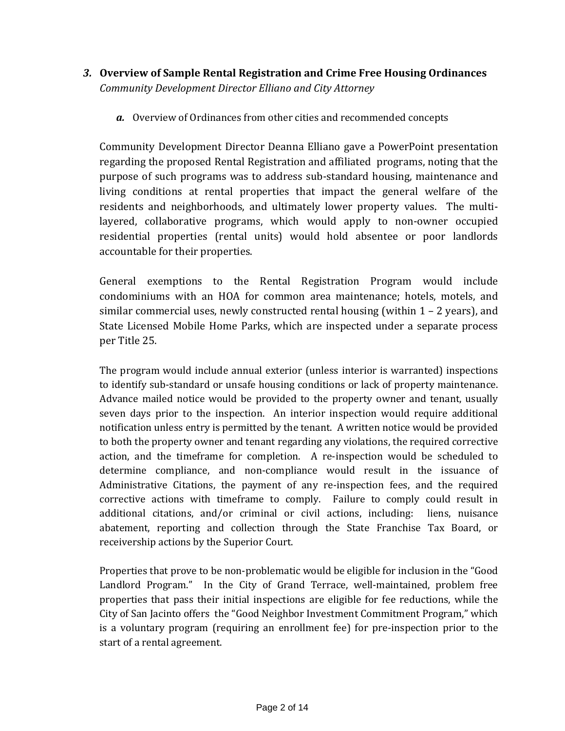### *3.* **Overview of Sample Rental Registration and Crime Free Housing Ordinances**

*Community Development Director Elliano and City Attorney*

*a.* Overview of Ordinances from other cities and recommended concepts

Community Development Director Deanna Elliano gave a PowerPoint presentation regarding the proposed Rental Registration and affiliated programs, noting that the purpose of such programs was to address sub-standard housing, maintenance and living conditions at rental properties that impact the general welfare of the residents and neighborhoods, and ultimately lower property values. The multi-layered, collaborative programs, which would apply to non-owner occupied residential properties (rental units) would hold absentee or poor landlords accountable for their properties.

General exemptions to the Rental Registration Program would include condominiums with an HOA for common area maintenance; hotels, motels, and similar commercial uses, newly constructed rental housing (within 1 – 2 years), and State Licensed Mobile Home Parks, which are inspected under a separate process per Title 25.

The program would include annual exterior (unless interior is warranted) inspections to identify sub-standard or unsafe housing conditions or lack of property maintenance. Advance mailed notice would be provided to the property owner and tenant, usually seven days prior to the inspection. An interior inspection would require additional notification unless entry is permitted by the tenant. A written notice would be provided to both the property owner and tenant regarding any violations, the required corrective action, and the timeframe for completion. A re-inspection would be scheduled to determine compliance, and non-compliance would result in the issuance of Administrative Citations, the payment of any re-inspection fees, and the required corrective actions with timeframe to comply. Failure to comply could result in additional citations, and/or criminal or civil actions, including: liens, nuisance abatement, reporting and collection through the State Franchise Tax Board, or receivership actions by the Superior Court.

Properties that prove to be non-problematic would be eligible for inclusion in the "Good Landlord Program." In the City of Grand Terrace, well-maintained, problem free properties that pass their initial inspections are eligible for fee reductions, while the City of San Jacinto offers the "Good Neighbor Investment Commitment Program," which is a voluntary program (requiring an enrollment fee) for pre-inspection prior to the start of a rental agreement.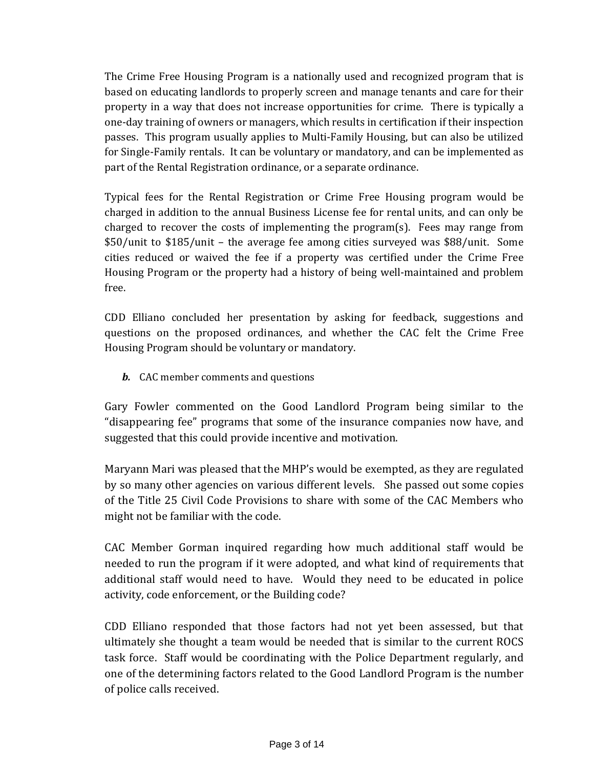The Crime Free Housing Program is a nationally used and recognized program that is based on educating landlords to properly screen and manage tenants and care for their property in a way that does not increase opportunities for crime. There is typically a one-day training of owners or managers, which results in certification if their inspection passes. This program usually applies to Multi-Family Housing, but can also be utilized for Single-Family rentals. It can be voluntary or mandatory, and can be implemented as part of the Rental Registration ordinance, or a separate ordinance.

Typical fees for the Rental Registration or Crime Free Housing program would be charged in addition to the annual Business License fee for rental units, and can only be charged to recover the costs of implementing the program(s). Fees may range from $50/unit to $185/unit – the average fee among cities surveyed was $88/unit. Some cities reduced or waived the fee if a property was certified under the Crime Free Housing Program or the property had a history of being well-maintained and problem free.

CDD Elliano concluded her presentation by asking for feedback, suggestions and questions on the proposed ordinances, and whether the CAC felt the Crime Free Housing Program should be voluntary or mandatory.

***b.*** CAC member comments and questions

Gary Fowler commented on the Good Landlord Program being similar to the "disappearing fee" programs that some of the insurance companies now have, and suggested that this could provide incentive and motivation.

Maryann Mari was pleased that the MHP's would be exempted, as they are regulated by so many other agencies on various different levels. She passed out some copies of the Title 25 Civil Code Provisions to share with some of the CAC Members who might not be familiar with the code.

CAC Member Gorman inquired regarding how much additional staff would be needed to run the program if it were adopted, and what kind of requirements that additional staff would need to have. Would they need to be educated in police activity, code enforcement, or the Building code?

CDD Elliano responded that those factors had not yet been assessed, but that ultimately she thought a team would be needed that is similar to the current ROCS task force. Staff would be coordinating with the Police Department regularly, and one of the determining factors related to the Good Landlord Program is the number of police calls received.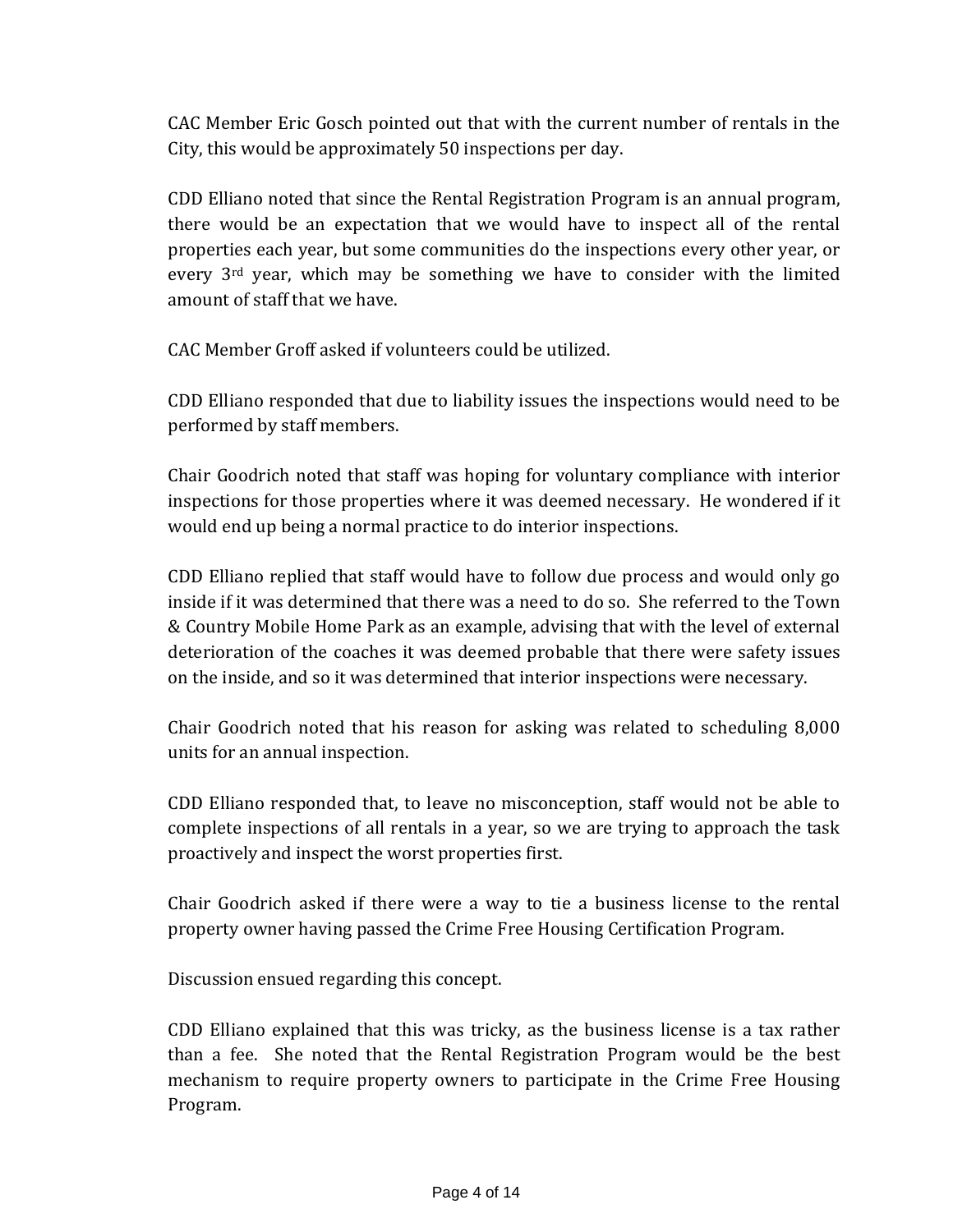CAC Member Eric Gosch pointed out that with the current number of rentals in the City, this would be approximately 50 inspections per day.

CDD Elliano noted that since the Rental Registration Program is an annual program, there would be an expectation that we would have to inspect all of the rental properties each year, but some communities do the inspections every other year, or every 3rd year, which may be something we have to consider with the limited amount of staff that we have.

CAC Member Groff asked if volunteers could be utilized.

CDD Elliano responded that due to liability issues the inspections would need to be performed by staff members.

Chair Goodrich noted that staff was hoping for voluntary compliance with interior inspections for those properties where it was deemed necessary. He wondered if it would end up being a normal practice to do interior inspections.

CDD Elliano replied that staff would have to follow due process and would only go inside if it was determined that there was a need to do so. She referred to the Town & Country Mobile Home Park as an example, advising that with the level of external deterioration of the coaches it was deemed probable that there were safety issues on the inside, and so it was determined that interior inspections were necessary.

Chair Goodrich noted that his reason for asking was related to scheduling 8,000 units for an annual inspection.

CDD Elliano responded that, to leave no misconception, staff would not be able to complete inspections of all rentals in a year, so we are trying to approach the task proactively and inspect the worst properties first.

Chair Goodrich asked if there were a way to tie a business license to the rental property owner having passed the Crime Free Housing Certification Program.

Discussion ensued regarding this concept.

CDD Elliano explained that this was tricky, as the business license is a tax rather than a fee. She noted that the Rental Registration Program would be the best mechanism to require property owners to participate in the Crime Free Housing Program.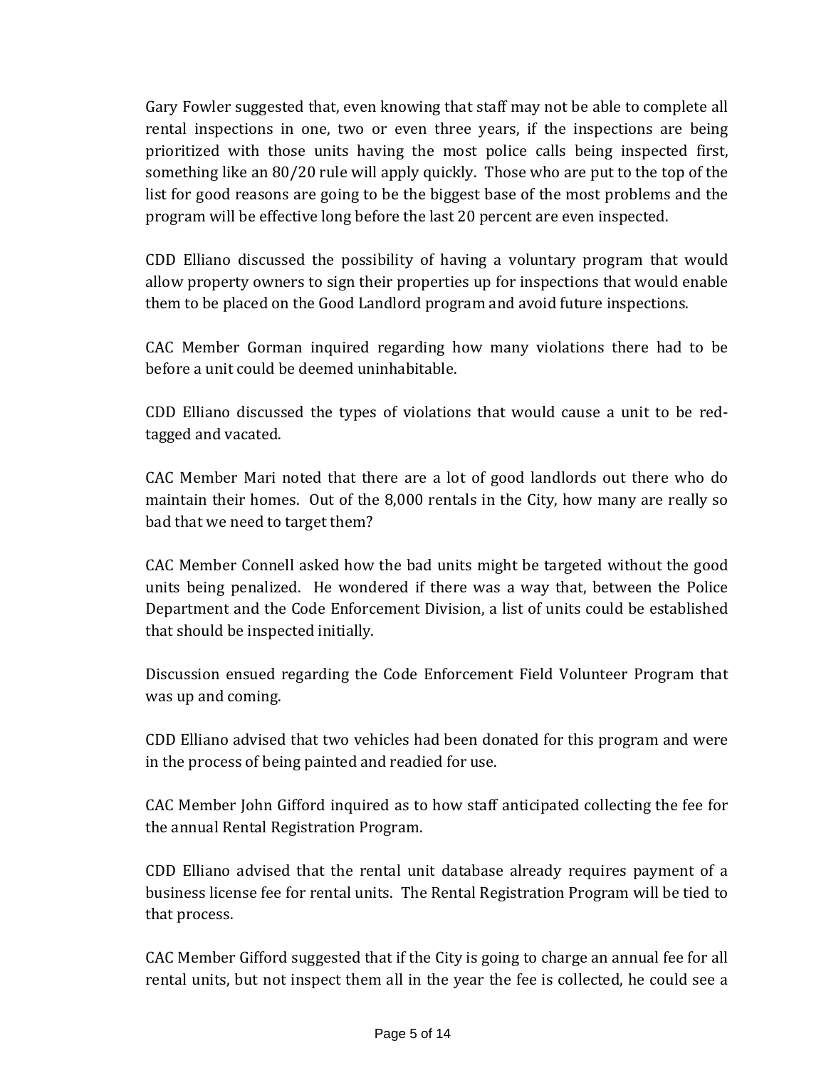Gary Fowler suggested that, even knowing that staff may not be able to complete all rental inspections in one, two or even three years, if the inspections are being prioritized with those units having the most police calls being inspected first, something like an 80/20 rule will apply quickly. Those who are put to the top of the list for good reasons are going to be the biggest base of the most problems and the program will be effective long before the last 20 percent are even inspected.

CDD Elliano discussed the possibility of having a voluntary program that would allow property owners to sign their properties up for inspections that would enable them to be placed on the Good Landlord program and avoid future inspections.

CAC Member Gorman inquired regarding how many violations there had to be before a unit could be deemed uninhabitable.

CDD Elliano discussed the types of violations that would cause a unit to be red-tagged and vacated.

CAC Member Mari noted that there are a lot of good landlords out there who do maintain their homes. Out of the 8,000 rentals in the City, how many are really so bad that we need to target them?

CAC Member Connell asked how the bad units might be targeted without the good units being penalized. He wondered if there was a way that, between the Police Department and the Code Enforcement Division, a list of units could be established that should be inspected initially.

Discussion ensued regarding the Code Enforcement Field Volunteer Program that was up and coming.

CDD Elliano advised that two vehicles had been donated for this program and were in the process of being painted and readied for use.

CAC Member John Gifford inquired as to how staff anticipated collecting the fee for the annual Rental Registration Program.

CDD Elliano advised that the rental unit database already requires payment of a business license fee for rental units. The Rental Registration Program will be tied to that process.

CAC Member Gifford suggested that if the City is going to charge an annual fee for all rental units, but not inspect them all in the year the fee is collected, he could see a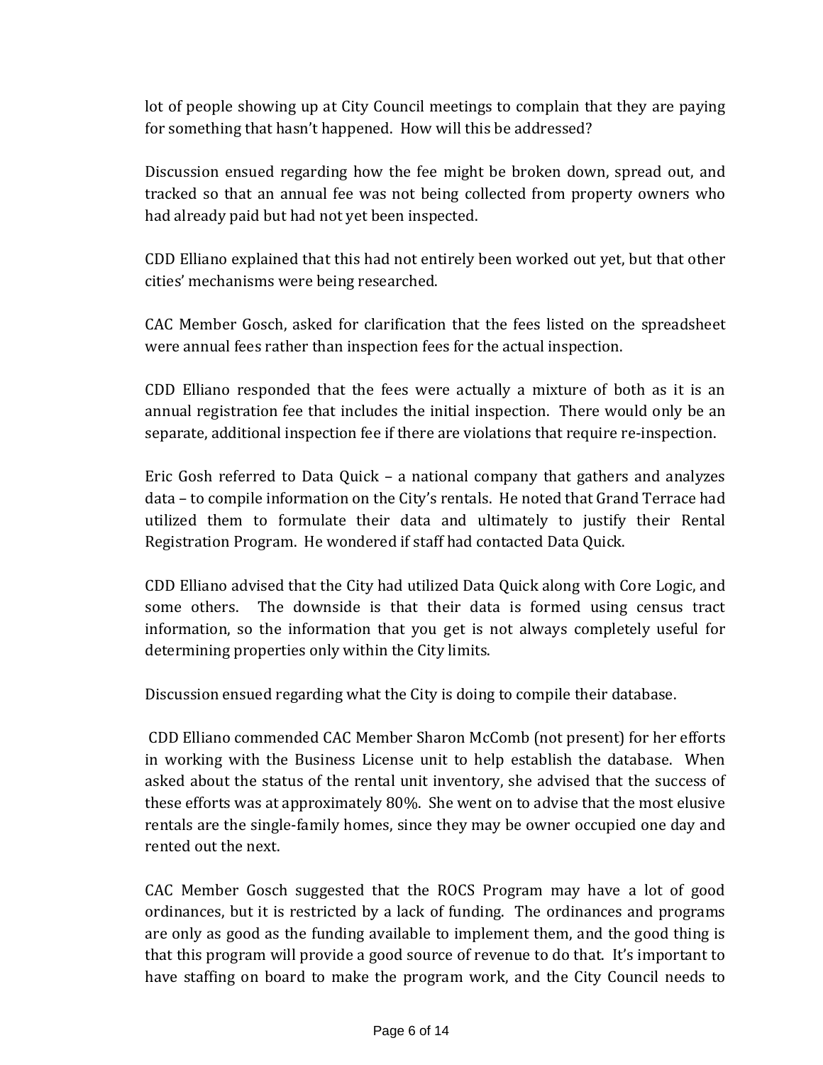lot of people showing up at City Council meetings to complain that they are paying for something that hasn't happened. How will this be addressed?

Discussion ensued regarding how the fee might be broken down, spread out, and tracked so that an annual fee was not being collected from property owners who had already paid but had not yet been inspected.

CDD Elliano explained that this had not entirely been worked out yet, but that other cities' mechanisms were being researched.

CAC Member Gosch, asked for clarification that the fees listed on the spreadsheet were annual fees rather than inspection fees for the actual inspection.

CDD Elliano responded that the fees were actually a mixture of both as it is an annual registration fee that includes the initial inspection. There would only be an separate, additional inspection fee if there are violations that require re-inspection.

Eric Gosh referred to Data Quick – a national company that gathers and analyzes data – to compile information on the City's rentals. He noted that Grand Terrace had utilized them to formulate their data and ultimately to justify their Rental Registration Program. He wondered if staff had contacted Data Quick.

CDD Elliano advised that the City had utilized Data Quick along with Core Logic, and some others. The downside is that their data is formed using census tract information, so the information that you get is not always completely useful for determining properties only within the City limits.

Discussion ensued regarding what the City is doing to compile their database.

CDD Elliano commended CAC Member Sharon McComb (not present) for her efforts in working with the Business License unit to help establish the database. When asked about the status of the rental unit inventory, she advised that the success of these efforts was at approximately 80%. She went on to advise that the most elusive rentals are the single-family homes, since they may be owner occupied one day and rented out the next.

CAC Member Gosch suggested that the ROCS Program may have a lot of good ordinances, but it is restricted by a lack of funding. The ordinances and programs are only as good as the funding available to implement them, and the good thing is that this program will provide a good source of revenue to do that. It's important to have staffing on board to make the program work, and the City Council needs to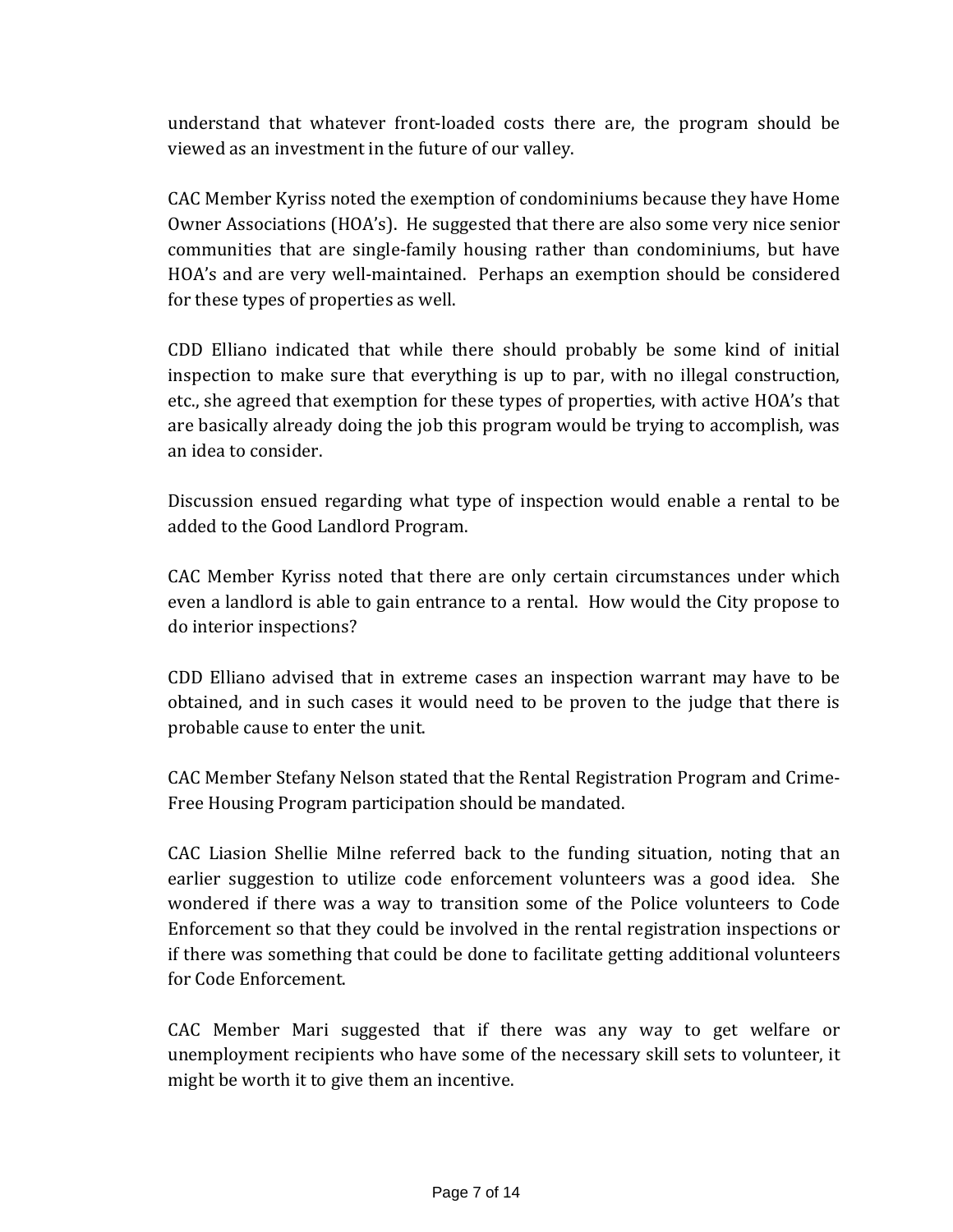understand that whatever front-loaded costs there are, the program should be viewed as an investment in the future of our valley.

CAC Member Kyriss noted the exemption of condominiums because they have Home Owner Associations (HOA's). He suggested that there are also some very nice senior communities that are single-family housing rather than condominiums, but have HOA's and are very well-maintained. Perhaps an exemption should be considered for these types of properties as well.

CDD Elliano indicated that while there should probably be some kind of initial inspection to make sure that everything is up to par, with no illegal construction, etc., she agreed that exemption for these types of properties, with active HOA's that are basically already doing the job this program would be trying to accomplish, was an idea to consider.

Discussion ensued regarding what type of inspection would enable a rental to be added to the Good Landlord Program.

CAC Member Kyriss noted that there are only certain circumstances under which even a landlord is able to gain entrance to a rental. How would the City propose to do interior inspections?

CDD Elliano advised that in extreme cases an inspection warrant may have to be obtained, and in such cases it would need to be proven to the judge that there is probable cause to enter the unit.

CAC Member Stefany Nelson stated that the Rental Registration Program and Crime-Free Housing Program participation should be mandated.

CAC Liasion Shellie Milne referred back to the funding situation, noting that an earlier suggestion to utilize code enforcement volunteers was a good idea. She wondered if there was a way to transition some of the Police volunteers to Code Enforcement so that they could be involved in the rental registration inspections or if there was something that could be done to facilitate getting additional volunteers for Code Enforcement.

CAC Member Mari suggested that if there was any way to get welfare or unemployment recipients who have some of the necessary skill sets to volunteer, it might be worth it to give them an incentive.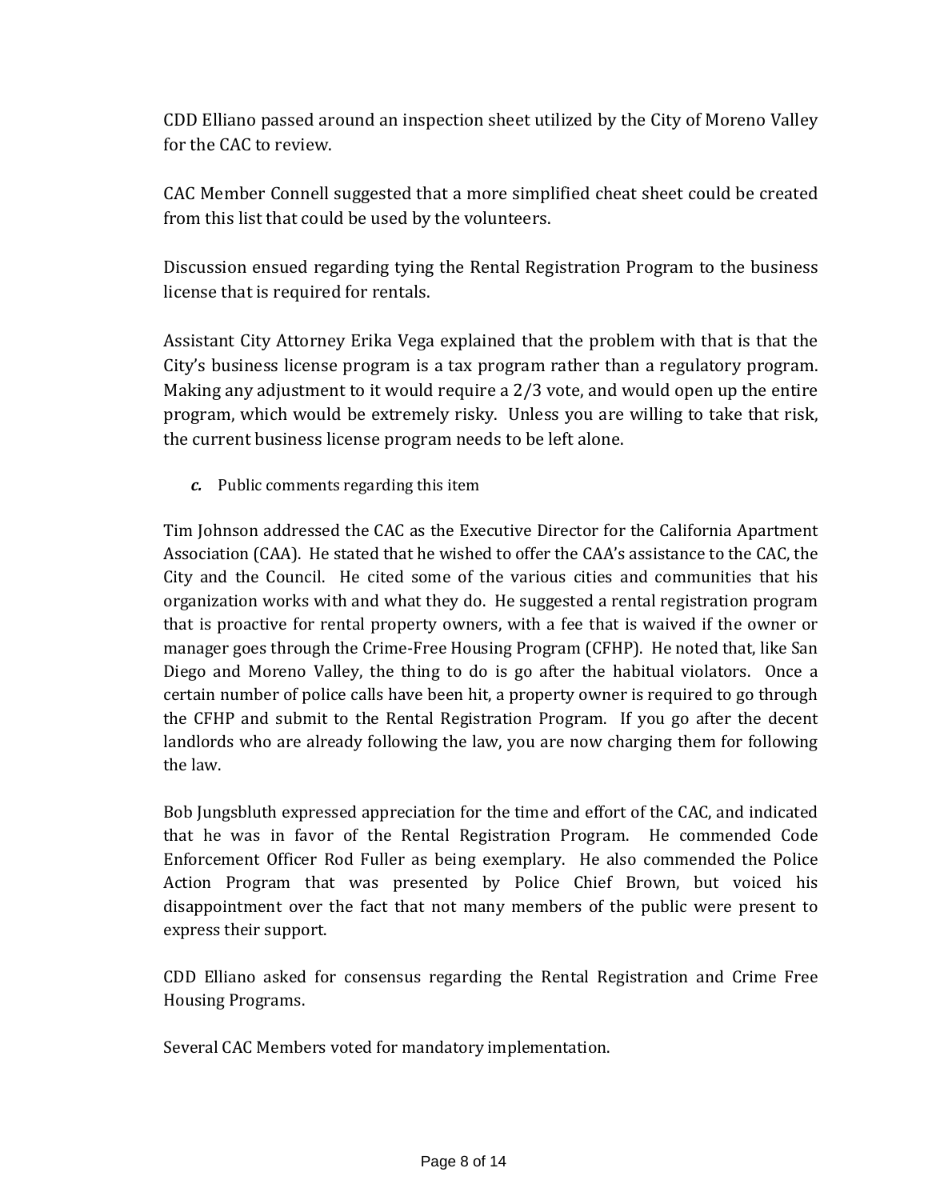CDD Elliano passed around an inspection sheet utilized by the City of Moreno Valley for the CAC to review.

CAC Member Connell suggested that a more simplified cheat sheet could be created from this list that could be used by the volunteers.

Discussion ensued regarding tying the Rental Registration Program to the business license that is required for rentals.

Assistant City Attorney Erika Vega explained that the problem with that is that the City's business license program is a tax program rather than a regulatory program. Making any adjustment to it would require a 2/3 vote, and would open up the entire program, which would be extremely risky. Unless you are willing to take that risk, the current business license program needs to be left alone.

***c.*** Public comments regarding this item

Tim Johnson addressed the CAC as the Executive Director for the California Apartment Association (CAA). He stated that he wished to offer the CAA's assistance to the CAC, the City and the Council. He cited some of the various cities and communities that his organization works with and what they do. He suggested a rental registration program that is proactive for rental property owners, with a fee that is waived if the owner or manager goes through the Crime-Free Housing Program (CFHP). He noted that, like San Diego and Moreno Valley, the thing to do is go after the habitual violators. Once a certain number of police calls have been hit, a property owner is required to go through the CFHP and submit to the Rental Registration Program. If you go after the decent landlords who are already following the law, you are now charging them for following the law.

Bob Jungsbluth expressed appreciation for the time and effort of the CAC, and indicated that he was in favor of the Rental Registration Program. He commended Code Enforcement Officer Rod Fuller as being exemplary. He also commended the Police Action Program that was presented by Police Chief Brown, but voiced his disappointment over the fact that not many members of the public were present to express their support.

CDD Elliano asked for consensus regarding the Rental Registration and Crime Free Housing Programs.

Several CAC Members voted for mandatory implementation.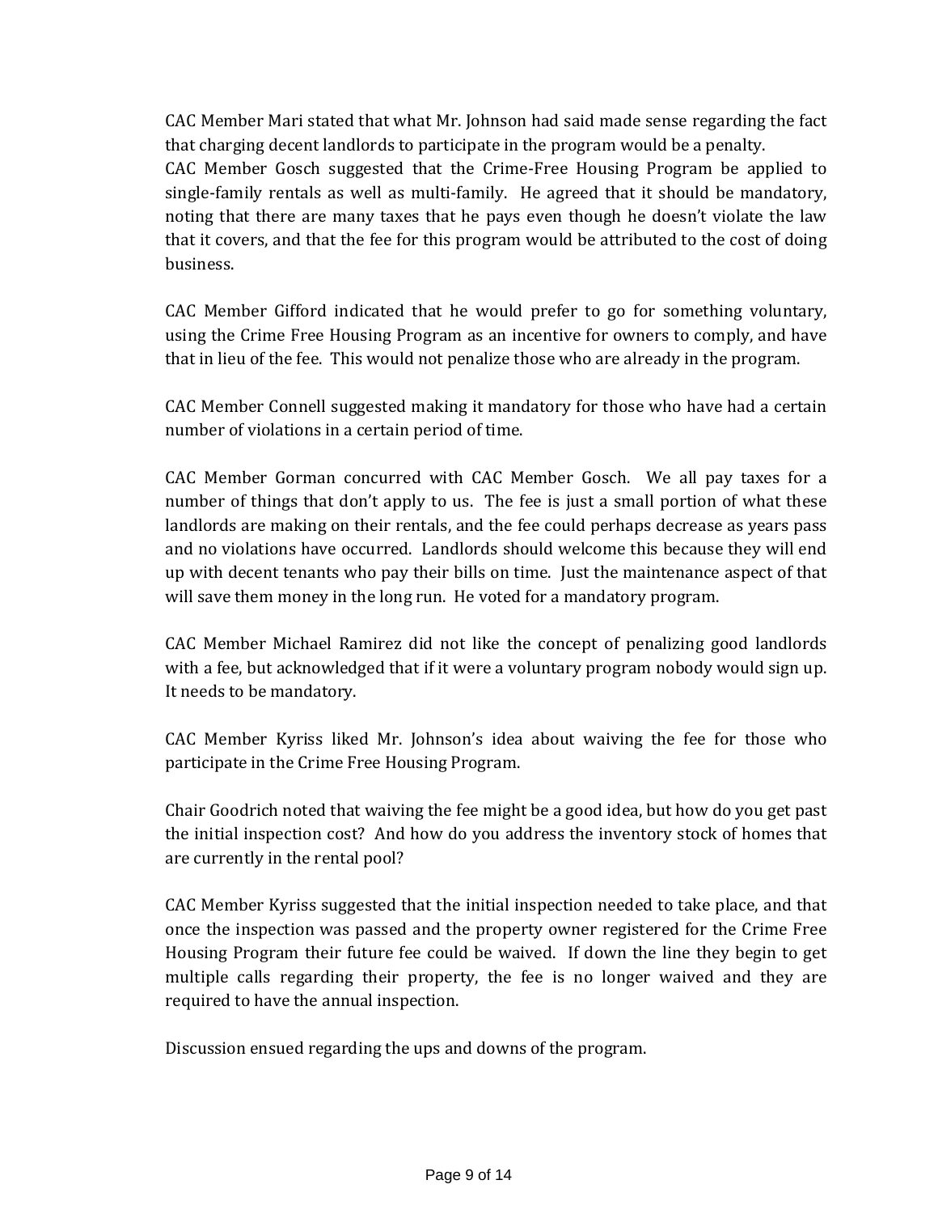CAC Member Mari stated that what Mr. Johnson had said made sense regarding the fact that charging decent landlords to participate in the program would be a penalty.
CAC Member Gosch suggested that the Crime-Free Housing Program be applied to single-family rentals as well as multi-family. He agreed that it should be mandatory, noting that there are many taxes that he pays even though he doesn't violate the law that it covers, and that the fee for this program would be attributed to the cost of doing business.

CAC Member Gifford indicated that he would prefer to go for something voluntary, using the Crime Free Housing Program as an incentive for owners to comply, and have that in lieu of the fee. This would not penalize those who are already in the program.

CAC Member Connell suggested making it mandatory for those who have had a certain number of violations in a certain period of time.

CAC Member Gorman concurred with CAC Member Gosch. We all pay taxes for a number of things that don't apply to us. The fee is just a small portion of what these landlords are making on their rentals, and the fee could perhaps decrease as years pass and no violations have occurred. Landlords should welcome this because they will end up with decent tenants who pay their bills on time. Just the maintenance aspect of that will save them money in the long run. He voted for a mandatory program.

CAC Member Michael Ramirez did not like the concept of penalizing good landlords with a fee, but acknowledged that if it were a voluntary program nobody would sign up. It needs to be mandatory.

CAC Member Kyriss liked Mr. Johnson's idea about waiving the fee for those who participate in the Crime Free Housing Program.

Chair Goodrich noted that waiving the fee might be a good idea, but how do you get past the initial inspection cost? And how do you address the inventory stock of homes that are currently in the rental pool?

CAC Member Kyriss suggested that the initial inspection needed to take place, and that once the inspection was passed and the property owner registered for the Crime Free Housing Program their future fee could be waived. If down the line they begin to get multiple calls regarding their property, the fee is no longer waived and they are required to have the annual inspection.

Discussion ensued regarding the ups and downs of the program.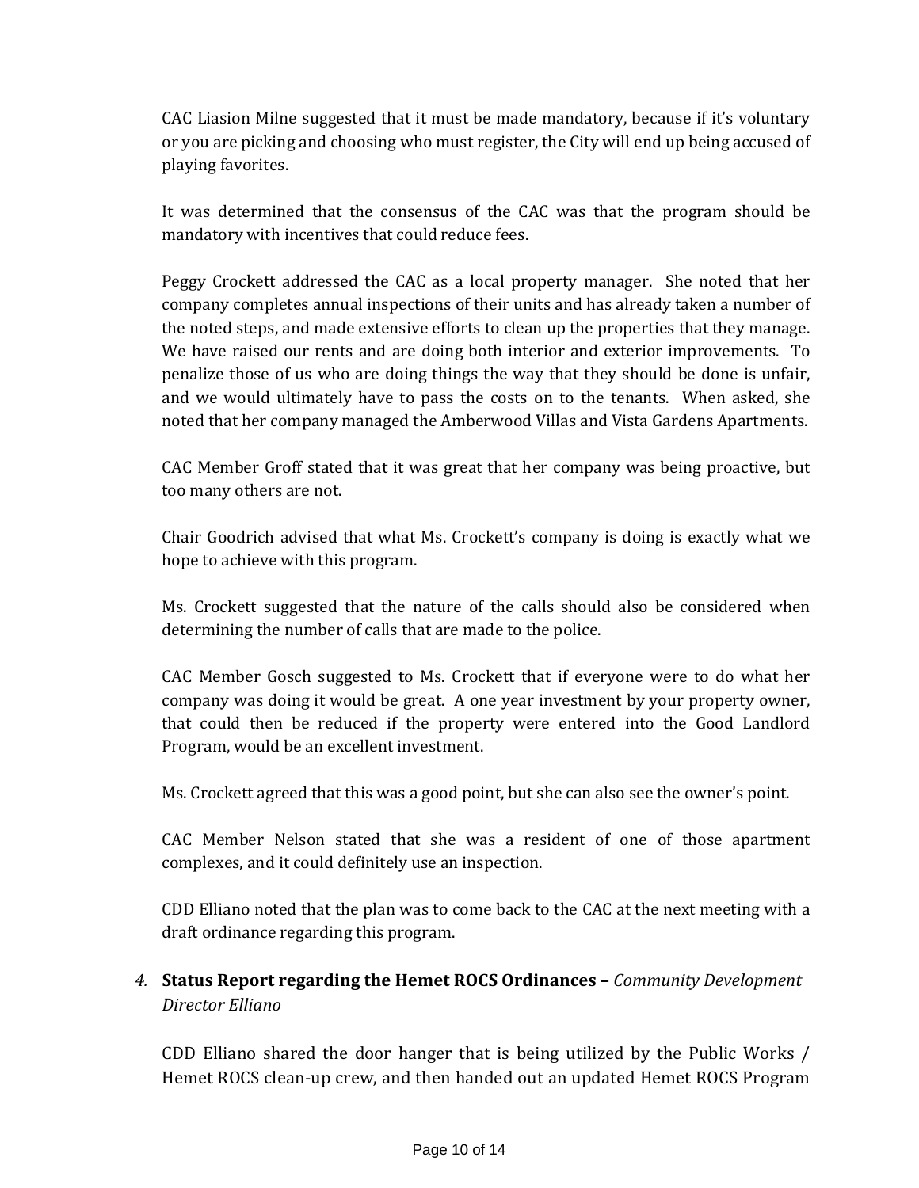CAC Liasion Milne suggested that it must be made mandatory, because if it's voluntary or you are picking and choosing who must register, the City will end up being accused of playing favorites.

It was determined that the consensus of the CAC was that the program should be mandatory with incentives that could reduce fees.

Peggy Crockett addressed the CAC as a local property manager. She noted that her company completes annual inspections of their units and has already taken a number of the noted steps, and made extensive efforts to clean up the properties that they manage. We have raised our rents and are doing both interior and exterior improvements. To penalize those of us who are doing things the way that they should be done is unfair, and we would ultimately have to pass the costs on to the tenants. When asked, she noted that her company managed the Amberwood Villas and Vista Gardens Apartments.

CAC Member Groff stated that it was great that her company was being proactive, but too many others are not.

Chair Goodrich advised that what Ms. Crockett's company is doing is exactly what we hope to achieve with this program.

Ms. Crockett suggested that the nature of the calls should also be considered when determining the number of calls that are made to the police.

CAC Member Gosch suggested to Ms. Crockett that if everyone were to do what her company was doing it would be great. A one year investment by your property owner, that could then be reduced if the property were entered into the Good Landlord Program, would be an excellent investment.

Ms. Crockett agreed that this was a good point, but she can also see the owner's point.

CAC Member Nelson stated that she was a resident of one of those apartment complexes, and it could definitely use an inspection.

CDD Elliano noted that the plan was to come back to the CAC at the next meeting with a draft ordinance regarding this program.

4. **Status Report regarding the Hemet ROCS Ordinances –** *Community Development Director Elliano*

CDD Elliano shared the door hanger that is being utilized by the Public Works / Hemet ROCS clean-up crew, and then handed out an updated Hemet ROCS Program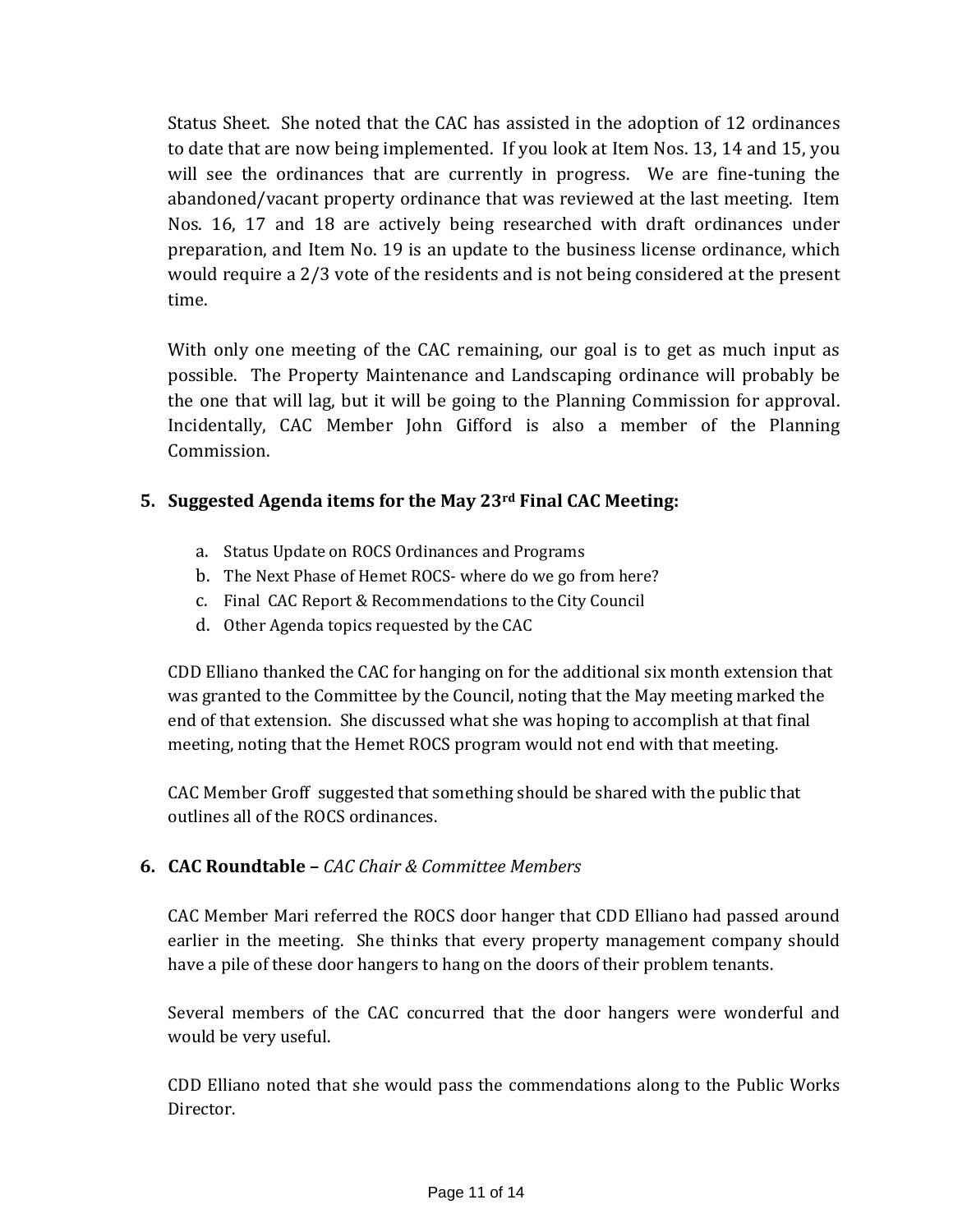Status Sheet. She noted that the CAC has assisted in the adoption of 12 ordinances to date that are now being implemented. If you look at Item Nos. 13, 14 and 15, you will see the ordinances that are currently in progress. We are fine-tuning the abandoned/vacant property ordinance that was reviewed at the last meeting. Item Nos. 16, 17 and 18 are actively being researched with draft ordinances under preparation, and Item No. 19 is an update to the business license ordinance, which would require a 2/3 vote of the residents and is not being considered at the present time.

With only one meeting of the CAC remaining, our goal is to get as much input as possible. The Property Maintenance and Landscaping ordinance will probably be the one that will lag, but it will be going to the Planning Commission for approval. Incidentally, CAC Member John Gifford is also a member of the Planning Commission.

**5. Suggested Agenda items for the May 23rd Final CAC Meeting:**

a. Status Update on ROCS Ordinances and Programs
b. The Next Phase of Hemet ROCS- where do we go from here?
c. Final CAC Report & Recommendations to the City Council
d. Other Agenda topics requested by the CAC

CDD Elliano thanked the CAC for hanging on for the additional six month extension that was granted to the Committee by the Council, noting that the May meeting marked the end of that extension. She discussed what she was hoping to accomplish at that final meeting, noting that the Hemet ROCS program would not end with that meeting.

CAC Member Groff suggested that something should be shared with the public that outlines all of the ROCS ordinances.

**6. CAC Roundtable –** *CAC Chair & Committee Members*

CAC Member Mari referred the ROCS door hanger that CDD Elliano had passed around earlier in the meeting. She thinks that every property management company should have a pile of these door hangers to hang on the doors of their problem tenants.

Several members of the CAC concurred that the door hangers were wonderful and would be very useful.

CDD Elliano noted that she would pass the commendations along to the Public Works Director.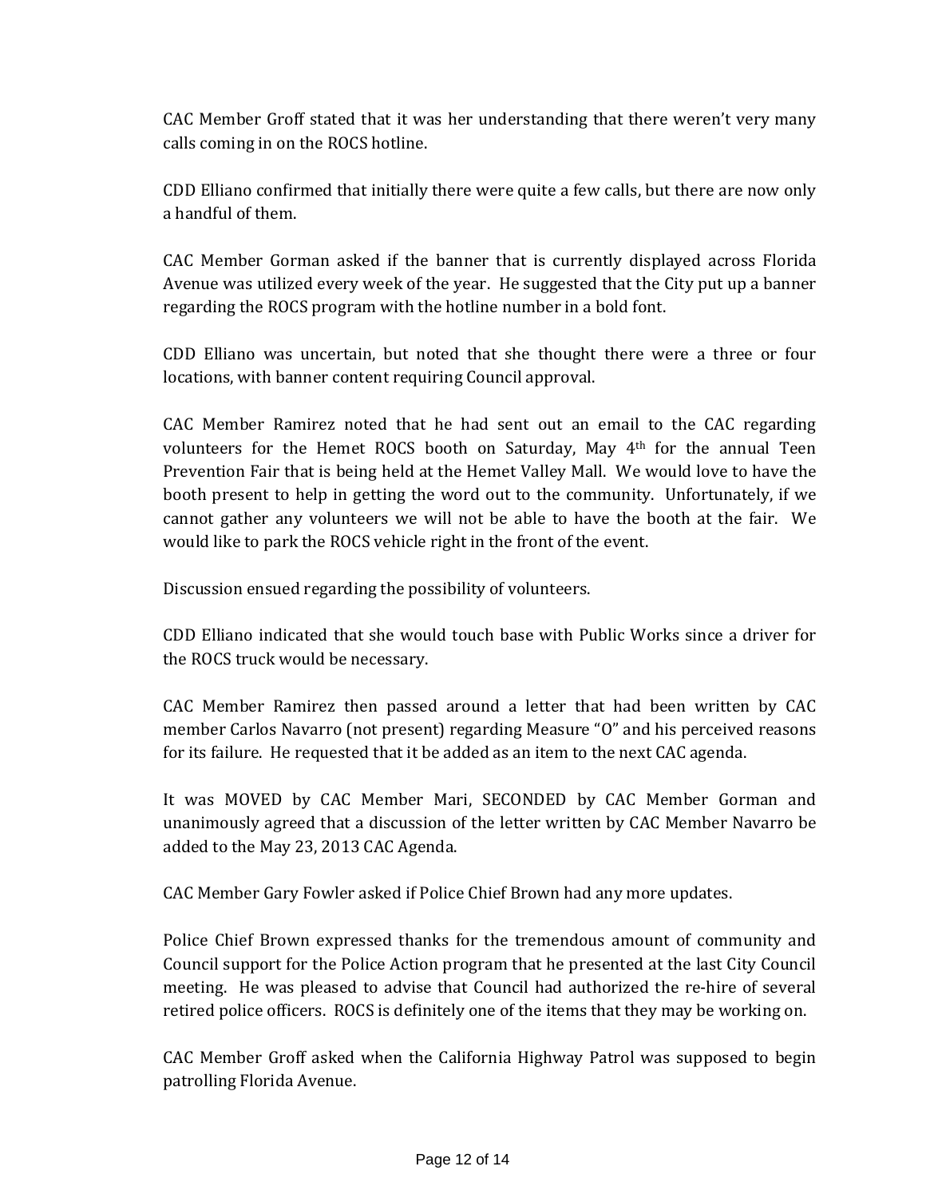CAC Member Groff stated that it was her understanding that there weren't very many calls coming in on the ROCS hotline.

CDD Elliano confirmed that initially there were quite a few calls, but there are now only a handful of them.

CAC Member Gorman asked if the banner that is currently displayed across Florida Avenue was utilized every week of the year. He suggested that the City put up a banner regarding the ROCS program with the hotline number in a bold font.

CDD Elliano was uncertain, but noted that she thought there were a three or four locations, with banner content requiring Council approval.

CAC Member Ramirez noted that he had sent out an email to the CAC regarding volunteers for the Hemet ROCS booth on Saturday, May 4th for the annual Teen Prevention Fair that is being held at the Hemet Valley Mall. We would love to have the booth present to help in getting the word out to the community. Unfortunately, if we cannot gather any volunteers we will not be able to have the booth at the fair. We would like to park the ROCS vehicle right in the front of the event.

Discussion ensued regarding the possibility of volunteers.

CDD Elliano indicated that she would touch base with Public Works since a driver for the ROCS truck would be necessary.

CAC Member Ramirez then passed around a letter that had been written by CAC member Carlos Navarro (not present) regarding Measure "O" and his perceived reasons for its failure. He requested that it be added as an item to the next CAC agenda.

It was MOVED by CAC Member Mari, SECONDED by CAC Member Gorman and unanimously agreed that a discussion of the letter written by CAC Member Navarro be added to the May 23, 2013 CAC Agenda.

CAC Member Gary Fowler asked if Police Chief Brown had any more updates.

Police Chief Brown expressed thanks for the tremendous amount of community and Council support for the Police Action program that he presented at the last City Council meeting. He was pleased to advise that Council had authorized the re-hire of several retired police officers. ROCS is definitely one of the items that they may be working on.

CAC Member Groff asked when the California Highway Patrol was supposed to begin patrolling Florida Avenue.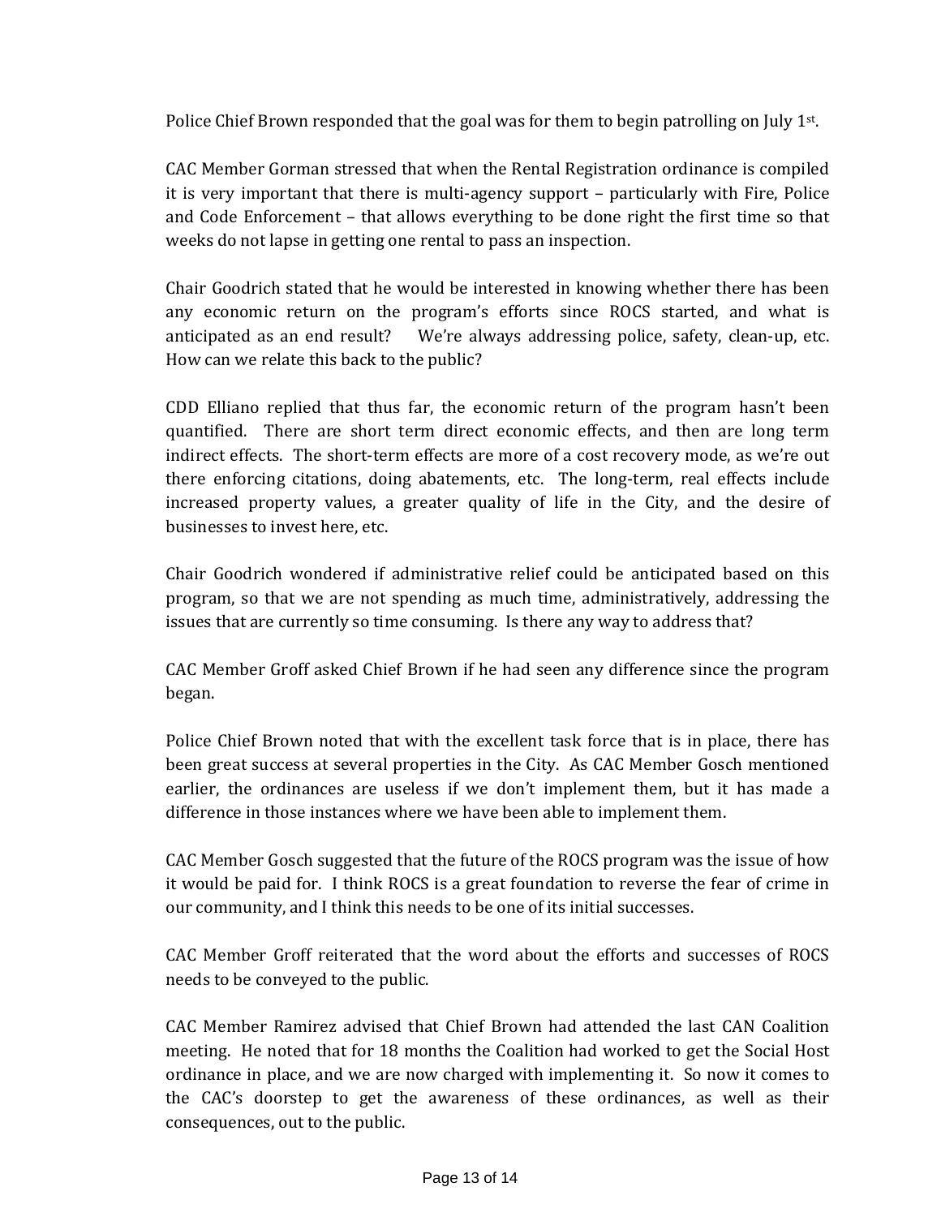Police Chief Brown responded that the goal was for them to begin patrolling on July 1st.

CAC Member Gorman stressed that when the Rental Registration ordinance is compiled it is very important that there is multi-agency support – particularly with Fire, Police and Code Enforcement – that allows everything to be done right the first time so that weeks do not lapse in getting one rental to pass an inspection.

Chair Goodrich stated that he would be interested in knowing whether there has been any economic return on the program's efforts since ROCS started, and what is anticipated as an end result? We're always addressing police, safety, clean-up, etc. How can we relate this back to the public?

CDD Elliano replied that thus far, the economic return of the program hasn't been quantified. There are short term direct economic effects, and then are long term indirect effects. The short-term effects are more of a cost recovery mode, as we're out there enforcing citations, doing abatements, etc. The long-term, real effects include increased property values, a greater quality of life in the City, and the desire of businesses to invest here, etc.

Chair Goodrich wondered if administrative relief could be anticipated based on this program, so that we are not spending as much time, administratively, addressing the issues that are currently so time consuming. Is there any way to address that?

CAC Member Groff asked Chief Brown if he had seen any difference since the program began.

Police Chief Brown noted that with the excellent task force that is in place, there has been great success at several properties in the City. As CAC Member Gosch mentioned earlier, the ordinances are useless if we don't implement them, but it has made a difference in those instances where we have been able to implement them.

CAC Member Gosch suggested that the future of the ROCS program was the issue of how it would be paid for. I think ROCS is a great foundation to reverse the fear of crime in our community, and I think this needs to be one of its initial successes.

CAC Member Groff reiterated that the word about the efforts and successes of ROCS needs to be conveyed to the public.

CAC Member Ramirez advised that Chief Brown had attended the last CAN Coalition meeting. He noted that for 18 months the Coalition had worked to get the Social Host ordinance in place, and we are now charged with implementing it. So now it comes to the CAC's doorstep to get the awareness of these ordinances, as well as their consequences, out to the public.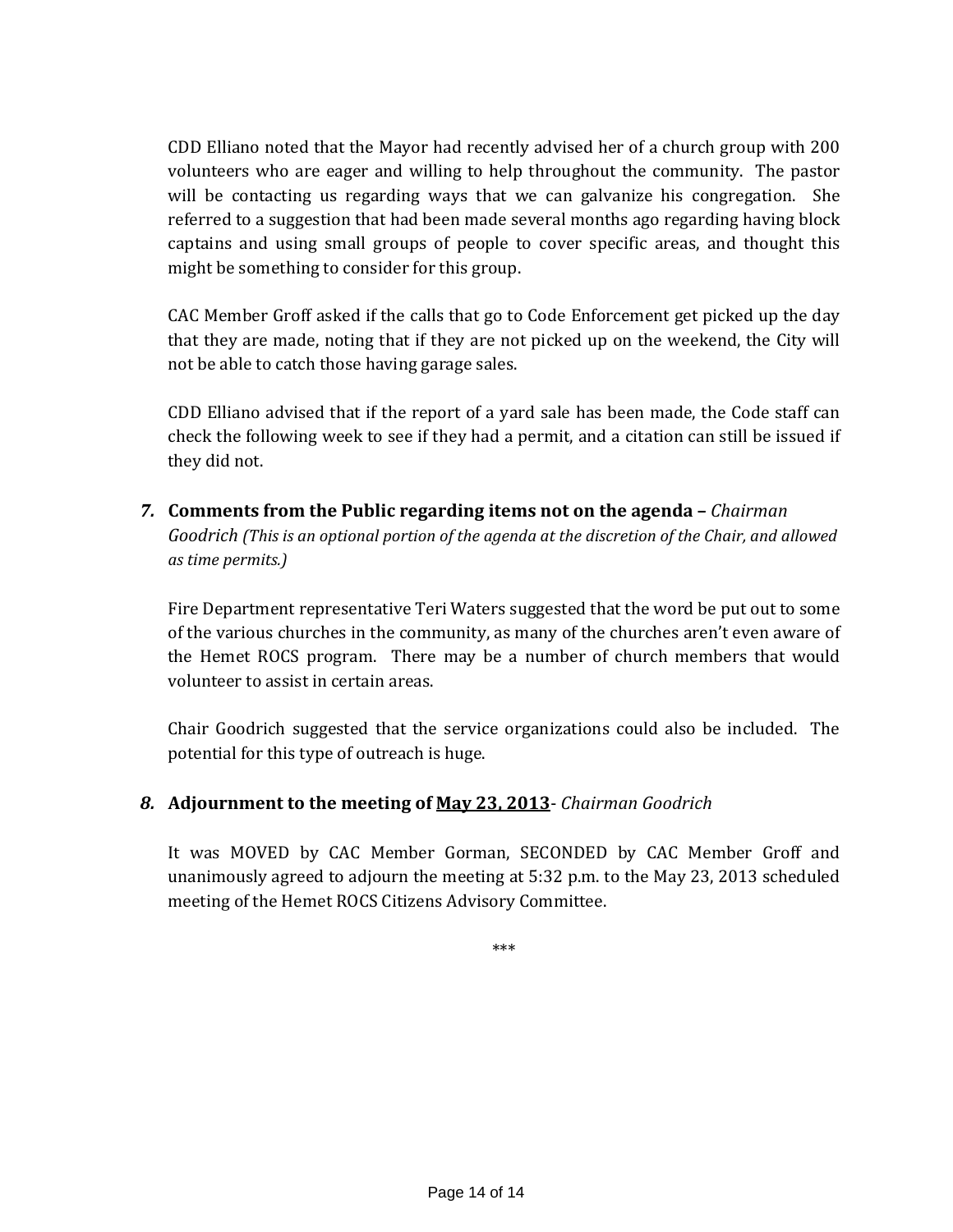CDD Elliano noted that the Mayor had recently advised her of a church group with 200 volunteers who are eager and willing to help throughout the community. The pastor will be contacting us regarding ways that we can galvanize his congregation. She referred to a suggestion that had been made several months ago regarding having block captains and using small groups of people to cover specific areas, and thought this might be something to consider for this group.

CAC Member Groff asked if the calls that go to Code Enforcement get picked up the day that they are made, noting that if they are not picked up on the weekend, the City will not be able to catch those having garage sales.

CDD Elliano advised that if the report of a yard sale has been made, the Code staff can check the following week to see if they had a permit, and a citation can still be issued if they did not.

### *7.* **Comments from the Public regarding items not on the agenda –** *Chairman Goodrich (This is an optional portion of the agenda at the discretion of the Chair, and allowed as time permits.)*

Fire Department representative Teri Waters suggested that the word be put out to some of the various churches in the community, as many of the churches aren't even aware of the Hemet ROCS program. There may be a number of church members that would volunteer to assist in certain areas.

Chair Goodrich suggested that the service organizations could also be included. The potential for this type of outreach is huge.

### *8.* **Adjournment to the meeting of <u>May 23, 2013</u>**- *Chairman Goodrich*

It was MOVED by CAC Member Gorman, SECONDED by CAC Member Groff and unanimously agreed to adjourn the meeting at 5:32 p.m. to the May 23, 2013 scheduled meeting of the Hemet ROCS Citizens Advisory Committee.

\*\*\*